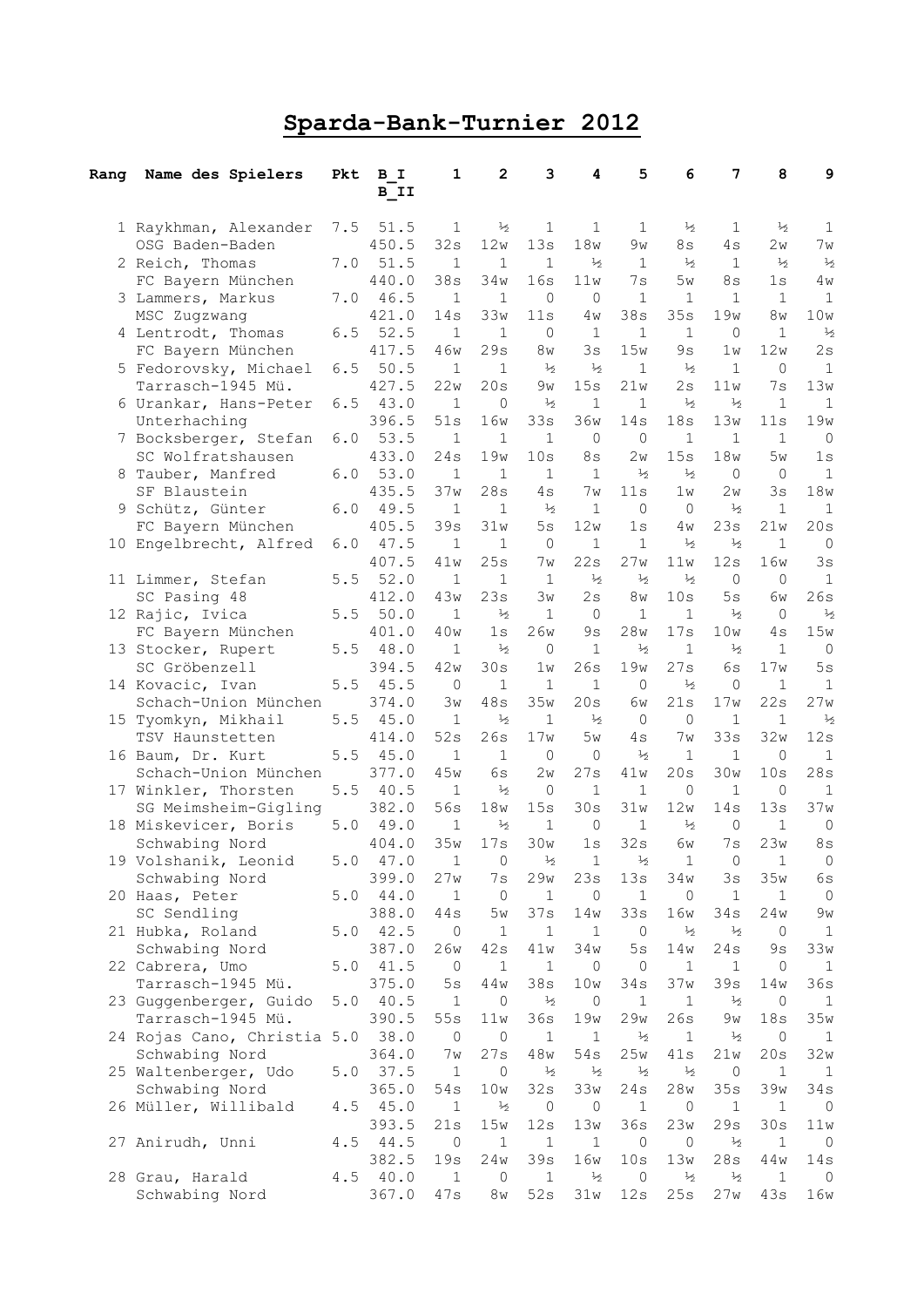# Sparda-Bank-Turnier 2012

| Rang | Name des Spielers | Pkt | B_I<br>B_II | 1 | 2 | 3 | 4 | 5 | 6 | 7 | 8 | 9 |
|---|---|---|---|---|---|---|---|---|---|---|---|---|
| 1 | Raykhman, Alexander<br>OSG Baden-Baden | 7.5 | 51.5<br>450.5 | 1<br>32s | ½<br>12w | 1<br>13s | 1<br>18w | 1<br>9w | ½<br>8s | 1<br>4s | ½<br>2w | 1<br>7w |
| 2 | Reich, Thomas<br>FC Bayern München | 7.0 | 51.5<br>440.0 | 1<br>38s | 1<br>34w | 1<br>16s | ½<br>11w | 1<br>7s | ½<br>5w | 1<br>8s | ½<br>1s | ½<br>4w |
| 3 | Lammers, Markus<br>MSC Zugzwang | 7.0 | 46.5<br>421.0 | 1<br>14s | 1<br>33w | 0<br>11s | 0<br>4w | 1<br>38s | 1<br>35s | 1<br>19w | 1<br>8w | 1<br>10w |
| 4 | Lentrodt, Thomas<br>FC Bayern München | 6.5 | 52.5<br>417.5 | 1<br>46w | 1<br>29s | 0<br>8w | 1<br>3s | 1<br>15w | 1<br>9s | 0<br>1w | 1<br>12w | ½<br>2s |
| 5 | Fedorovsky, Michael<br>Tarrasch-1945 Mü. | 6.5 | 50.5<br>427.5 | 1<br>22w | 1<br>20s | ½<br>9w | ½<br>15s | 1<br>21w | ½<br>2s | 1<br>11w | 0<br>7s | 1<br>13w |
| 6 | Urankar, Hans-Peter<br>Unterhaching | 6.5 | 43.0<br>396.5 | 1<br>51s | 0<br>16w | ½<br>33s | 1<br>36w | 1<br>14s | ½<br>18s | ½<br>13w | 1<br>11s | 1<br>19w |
| 7 | Bocksberger, Stefan<br>SC Wolfratshausen | 6.0 | 53.5<br>433.0 | 1<br>24s | 1<br>19w | 1<br>10s | 0<br>8s | 0<br>2w | 1<br>15s | 1<br>18w | 1<br>5w | 0<br>1s |
| 8 | Tauber, Manfred<br>SF Blaustein | 6.0 | 53.0<br>435.5 | 1<br>37w | 1<br>28s | 1<br>4s | 1<br>7w | ½<br>11s | ½<br>1w | 0<br>2w | 0<br>3s | 1<br>18w |
| 9 | Schütz, Günter<br>FC Bayern München | 6.0 | 49.5<br>405.5 | 1<br>39s | 1<br>31w | ½<br>5s | 1<br>12w | 0<br>1s | 0<br>4w | ½<br>23s | 1<br>21w | 1<br>20s |
| 10 | Engelbrecht, Alfred | 6.0 | 47.5<br>407.5 | 1<br>41w | 1<br>25s | 0<br>7w | 1<br>22s | 1<br>27w | ½<br>11w | ½<br>12s | 1<br>16w | 0<br>3s |
| 11 | Limmer, Stefan<br>SC Pasing 48 | 5.5 | 52.0<br>412.0 | 1<br>43w | 1<br>23s | 1<br>3w | ½<br>2s | ½<br>8w | ½<br>10s | 0<br>5s | 0<br>6w | 1<br>26s |
| 12 | Rajic, Ivica<br>FC Bayern München | 5.5 | 50.0<br>401.0 | 1<br>40w | ½<br>1s | 1<br>26w | 0<br>9s | 1<br>28w | 1<br>17s | ½<br>10w | 0<br>4s | ½<br>15w |
| 13 | Stocker, Rupert<br>SC Gröbenzell | 5.5 | 48.0<br>394.5 | 1<br>42w | ½<br>30s | 0<br>1w | 1<br>26s | ½<br>19w | 1<br>27s | ½<br>6s | 1<br>17w | 0<br>5s |
| 14 | Kovacic, Ivan<br>Schach-Union München | 5.5 | 45.5<br>374.0 | 0<br>3w | 1<br>48s | 1<br>35w | 1<br>20s | 0<br>6w | ½<br>21s | 0<br>17w | 1<br>22s | 1<br>27w |
| 15 | Tyomkyn, Mikhail<br>TSV Haunstetten | 5.5 | 45.0<br>414.0 | 1<br>52s | ½<br>26s | 1<br>17w | ½<br>5w | 0<br>4s | 0<br>7w | 1<br>33s | 1<br>32w | ½<br>12s |
| 16 | Baum, Dr. Kurt<br>Schach-Union München | 5.5 | 45.0<br>377.0 | 1<br>45w | 1<br>6s | 0<br>2w | 0<br>27s | ½<br>41w | 1<br>20s | 1<br>30w | 0<br>10s | 1<br>28s |
| 17 | Winkler, Thorsten<br>SG Meimsheim-Gigling | 5.5 | 40.5<br>382.0 | 1<br>56s | ½<br>18w | 0<br>15s | 1<br>30s | 1<br>31w | 0<br>12w | 1<br>14s | 0<br>13s | 1<br>37w |
| 18 | Miskevicer, Boris<br>Schwabing Nord | 5.0 | 49.0<br>404.0 | 1<br>35w | ½<br>17s | 1<br>30w | 0<br>1s | 1<br>32s | ½<br>6w | 0<br>7s | 1<br>23w | 0<br>8s |
| 19 | Volshanik, Leonid<br>Schwabing Nord | 5.0 | 47.0<br>399.0 | 1<br>27w | 0<br>7s | ½<br>29w | 1<br>23s | ½<br>13s | 1<br>34w | 0<br>3s | 1<br>35w | 0<br>6s |
| 20 | Haas, Peter<br>SC Sendling | 5.0 | 44.0<br>388.0 | 1<br>44s | 0<br>5w | 1<br>37s | 0<br>14w | 1<br>33s | 0<br>16w | 1<br>34s | 1<br>24w | 0<br>9w |
| 21 | Hubka, Roland<br>Schwabing Nord | 5.0 | 42.5<br>387.0 | 0<br>26w | 1<br>42s | 1<br>41w | 1<br>34w | 0<br>5s | ½<br>14w | ½<br>24s | 0<br>9s | 1<br>33w |
| 22 | Cabrera, Umo<br>Tarrasch-1945 Mü. | 5.0 | 41.5<br>375.0 | 0<br>5s | 1<br>44w | 1<br>38s | 0<br>10w | 0<br>34s | 1<br>37w | 1<br>39s | 0<br>14w | 1<br>36s |
| 23 | Guggenberger, Guido<br>Tarrasch-1945 Mü. | 5.0 | 40.5<br>390.5 | 1<br>55s | 0<br>11w | ½<br>36s | 0<br>19w | 1<br>29w | 1<br>26s | ½<br>9w | 0<br>18s | 1<br>35w |
| 24 | Rojas Cano, Christia<br>Schwabing Nord | 5.0 | 38.0<br>364.0 | 0<br>7w | 0<br>27s | 1<br>48w | 1<br>54s | ½<br>25w | 1<br>41s | ½<br>21w | 0<br>20s | 1<br>32w |
| 25 | Waltenberger, Udo<br>Schwabing Nord | 5.0 | 37.5<br>365.0 | 1<br>54s | 0<br>10w | ½<br>32s | ½<br>33w | ½<br>24s | ½<br>28w | 0<br>35s | 1<br>39w | 1<br>34s |
| 26 | Müller, Willibald | 4.5 | 45.0<br>393.5 | 1<br>21s | ½<br>15w | 0<br>12s | 0<br>13w | 1<br>36s | 0<br>23w | 1<br>29s | 1<br>30s | 0<br>11w |
| 27 | Anirudh, Unni | 4.5 | 44.5<br>382.5 | 0<br>19s | 1<br>24w | 1<br>39s | 1<br>16w | 0<br>10s | 0<br>13w | ½<br>28s | 1<br>44w | 0<br>14s |
| 28 | Grau, Harald<br>Schwabing Nord | 4.5 | 40.0<br>367.0 | 1<br>47s | 0<br>8w | 1<br>52s | ½<br>31w | 0<br>12s | ½<br>25s | ½<br>27w | 1<br>43s | 0<br>16w |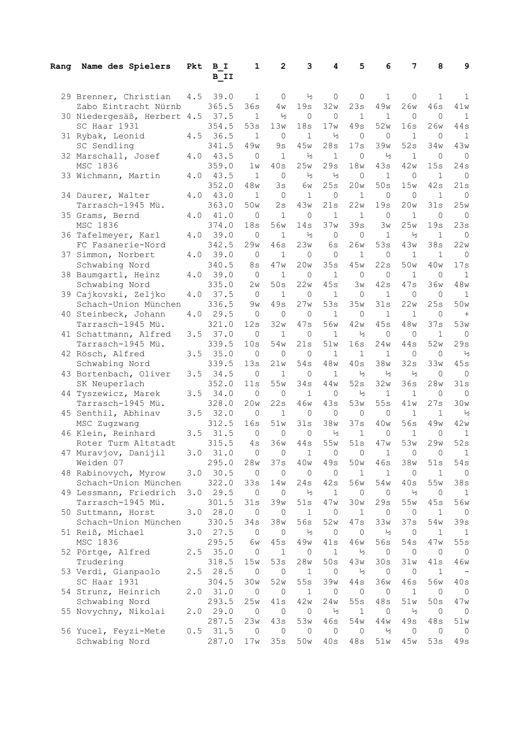| Rang | Name des Spielers | Pkt | B_I B_II | 1 | 2 | 3 | 4 | 5 | 6 | 7 | 8 | 9 |
|---|---|---|---|---|---|---|---|---|---|---|---|---|
| 29 | Brenner, Christian | 4.5 | 39.0 | 1 | 0 | ½ | 0 | 0 | 1 | 0 | 1 | 1 |
| | Zabo Eintracht Nürnb | | 365.5 | 36s | 4w | 19s | 32w | 23s | 49w | 26w | 46s | 41w |
| 30 | Niedergesäß, Herbert | 4.5 | 37.5 | 1 | ½ | 0 | 0 | 1 | 1 | 0 | 0 | 1 |
| | SC Haar 1931 | | 354.5 | 53s | 13w | 18s | 17w | 49s | 52w | 16s | 26w | 44s |
| 31 | Rybak, Leonid | 4.5 | 36.5 | 1 | 0 | 1 | ½ | 0 | 0 | 1 | 0 | 1 |
| | SC Sendling | | 341.5 | 49w | 9s | 45w | 28s | 17s | 39w | 52s | 34w | 43w |
| 32 | Marschall, Josef | 4.0 | 43.5 | 0 | 1 | ½ | 1 | 0 | ½ | 1 | 0 | 0 |
| | MSC 1836 | | 359.0 | 1w | 40s | 25w | 29s | 18w | 43s | 42w | 15s | 24s |
| 33 | Wichmann, Martin | 4.0 | 43.5 | 1 | 0 | ½ | ½ | 0 | 1 | 0 | 1 | 0 |
| | | | 352.0 | 48w | 3s | 6w | 25s | 20w | 50s | 15w | 42s | 21s |
| 34 | Daurer, Walter | 4.0 | 43.0 | 1 | 0 | 1 | 0 | 1 | 0 | 0 | 1 | 0 |
| | Tarrasch-1945 Mü. | | 363.0 | 50w | 2s | 43w | 21s | 22w | 19s | 20w | 31s | 25w |
| 35 | Grams, Bernd | 4.0 | 41.0 | 0 | 1 | 0 | 1 | 1 | 0 | 1 | 0 | 0 |
| | MSC 1836 | | 374.0 | 18s | 56w | 14s | 37w | 39s | 3w | 25w | 19s | 23s |
| 36 | Tafelmeyer, Karl | 4.0 | 39.0 | 0 | 1 | ½ | 0 | 0 | 1 | ½ | 1 | 0 |
| | FC Fasanerie-Nord | | 342.5 | 29w | 46s | 23w | 6s | 26w | 53s | 43w | 38s | 22w |
| 37 | Simmon, Norbert | 4.0 | 39.0 | 0 | 1 | 0 | 0 | 1 | 0 | 1 | 1 | 0 |
| | Schwabing Nord | | 340.5 | 8s | 47w | 20w | 35s | 45w | 22s | 50w | 40w | 17s |
| 38 | Baumgartl, Heinz | 4.0 | 39.0 | 0 | 1 | 0 | 1 | 0 | 0 | 1 | 0 | 1 |
| | Schwabing Nord | | 335.0 | 2w | 50s | 22w | 45s | 3w | 42s | 47s | 36w | 48w |
| 39 | Cajkovski, Zeljko | 4.0 | 37.5 | 0 | 1 | 0 | 1 | 0 | 1 | 0 | 0 | 1 |
| | Schach-Union München | | 336.5 | 9w | 49s | 27w | 53s | 35w | 31s | 22w | 25s | 50w |
| 40 | Steinbeck, Johann | 4.0 | 29.5 | 0 | 0 | 0 | 1 | 0 | 1 | 1 | 0 | + |
| | Tarrasch-1945 Mü. | | 321.0 | 12s | 32w | 47s | 56w | 42w | 45s | 48w | 37s | 53w |
| 41 | Schattmann, Alfred | 3.5 | 37.0 | 0 | 1 | 0 | 1 | ½ | 0 | 0 | 1 | 0 |
| | Tarrasch-1945 Mü. | | 339.5 | 10s | 54w | 21s | 51w | 16s | 24w | 44s | 52w | 29s |
| 42 | Rösch, Alfred | 3.5 | 35.0 | 0 | 0 | 0 | 1 | 1 | 1 | 0 | 0 | ½ |
| | Schwabing Nord | | 339.5 | 13s | 21w | 54s | 48w | 40s | 38w | 32s | 33w | 45s |
| 43 | Bortenbach, Oliver | 3.5 | 34.5 | 0 | 1 | 0 | 1 | ½ | ½ | ½ | 0 | 0 |
| | SK Neuperlach | | 352.0 | 11s | 55w | 34s | 44w | 52s | 32w | 36s | 28w | 31s |
| 44 | Tyszewicz, Marek | 3.5 | 34.0 | 0 | 0 | 1 | 0 | ½ | 1 | 1 | 0 | 0 |
| | Tarrasch-1945 Mü. | | 328.0 | 20w | 22s | 46w | 43s | 53w | 55s | 41w | 27s | 30w |
| 45 | Senthil, Abhinav | 3.5 | 32.0 | 0 | 1 | 0 | 0 | 0 | 0 | 1 | 1 | ½ |
| | MSC Zugzwang | | 312.5 | 16s | 51w | 31s | 38w | 37s | 40w | 56s | 49w | 42w |
| 46 | Klein, Reinhard | 3.5 | 31.5 | 0 | 0 | 0 | ½ | 1 | 0 | 1 | 0 | 1 |
| | Roter Turm Altstadt | | 315.5 | 4s | 36w | 44s | 55w | 51s | 47w | 53w | 29w | 52s |
| 47 | Muravjov, Danijil | 3.0 | 31.0 | 0 | 0 | 1 | 0 | 0 | 1 | 0 | 0 | 1 |
| | Weiden 07 | | 295.0 | 28w | 37s | 40w | 49s | 50w | 46s | 38w | 51s | 54s |
| 48 | Rabinovych, Myrow | 3.0 | 30.5 | 0 | 0 | 0 | 0 | 1 | 1 | 0 | 1 | 0 |
| | Schach-Union München | | 322.0 | 33s | 14w | 24s | 42s | 56w | 54w | 40s | 55w | 38s |
| 49 | Lessmann, Friedrich | 3.0 | 29.5 | 0 | 0 | ½ | 1 | 0 | 0 | ½ | 0 | 1 |
| | Tarrasch-1945 Mü. | | 301.5 | 31s | 39w | 51s | 47w | 30w | 29s | 55w | 45s | 56w |
| 50 | Suttmann, Horst | 3.0 | 28.0 | 0 | 0 | 1 | 0 | 1 | 0 | 0 | 1 | 0 |
| | Schach-Union München | | 330.5 | 34s | 38w | 56s | 52w | 47s | 33w | 37s | 54w | 39s |
| 51 | Reiß, Michael | 3.0 | 27.5 | 0 | 0 | ½ | 0 | 0 | ½ | 0 | 1 | 1 |
| | MSC 1836 | | 295.5 | 6w | 45s | 49w | 41s | 46w | 56s | 54s | 47w | 55s |
| 52 | Pörtge, Alfred | 2.5 | 35.0 | 0 | 1 | 0 | 1 | ½ | 0 | 0 | 0 | 0 |
| | Trudering | | 318.5 | 15w | 53s | 28w | 50s | 43w | 30s | 31w | 41s | 46w |
| 53 | Verdi, Gianpaolo | 2.5 | 28.5 | 0 | 0 | 1 | 0 | ½ | 0 | 0 | 1 | - |
| | SC Haar 1931 | | 304.5 | 30w | 52w | 55s | 39w | 44s | 36w | 46s | 56w | 40s |
| 54 | Strunz, Heinrich | 2.0 | 31.0 | 0 | 0 | 1 | 0 | 0 | 0 | 1 | 0 | 0 |
| | Schwabing Nord | | 293.5 | 25w | 41s | 42w | 24w | 55s | 48s | 51w | 50s | 47w |
| 55 | Novychny, Nikolai | 2.0 | 29.0 | 0 | 0 | 0 | ½ | 1 | 0 | ½ | 0 | 0 |
| | | | 287.5 | 23w | 43s | 53w | 46s | 54w | 44w | 49s | 48s | 51w |
| 56 | Yucel, Feyzi-Mete | 0.5 | 31.5 | 0 | 0 | 0 | 0 | 0 | ½ | 0 | 0 | 0 |
| | Schwabing Nord | | 287.0 | 17w | 35s | 50w | 40s | 48s | 51w | 45w | 53s | 49s |